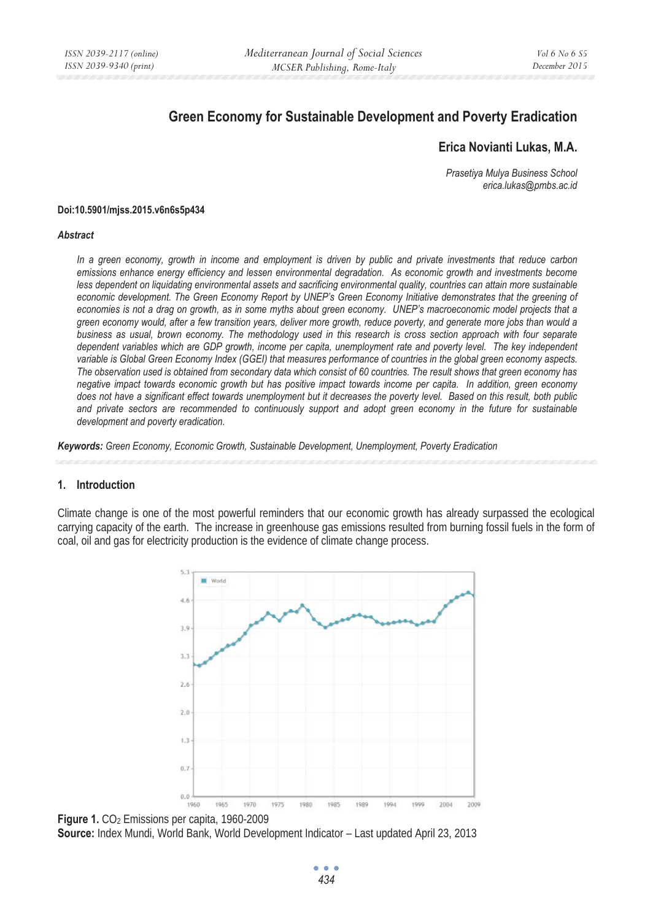# Green Economy for Sustainable Development and Poverty Eradication

**Erica Novianti Lukas, M.A.**

*Prasetiya Mulya Business School*
*erica.lukas@pmbs.ac.id*

**Doi:10.5901/mjss.2015.v6n6s5p434**

***Abstract***

*In a green economy, growth in income and employment is driven by public and private investments that reduce carbon emissions enhance energy efficiency and lessen environmental degradation. As economic growth and investments become less dependent on liquidating environmental assets and sacrificing environmental quality, countries can attain more sustainable economic development. The Green Economy Report by UNEP's Green Economy Initiative demonstrates that the greening of economies is not a drag on growth, as in some myths about green economy. UNEP's macroeconomic model projects that a green economy would, after a few transition years, deliver more growth, reduce poverty, and generate more jobs than would a business as usual, brown economy. The methodology used in this research is cross section approach with four separate dependent variables which are GDP growth, income per capita, unemployment rate and poverty level. The key independent variable is Global Green Economy Index (GGEI) that measures performance of countries in the global green economy aspects. The observation used is obtained from secondary data which consist of 60 countries. The result shows that green economy has negative impact towards economic growth but has positive impact towards income per capita. In addition, green economy does not have a significant effect towards unemployment but it decreases the poverty level. Based on this result, both public and private sectors are recommended to continuously support and adopt green economy in the future for sustainable development and poverty eradication.*

***Keywords:*** *Green Economy, Economic Growth, Sustainable Development, Unemployment, Poverty Eradication*

## 1. Introduction

Climate change is one of the most powerful reminders that our economic growth has already surpassed the ecological carrying capacity of the earth. The increase in greenhouse gas emissions resulted from burning fossil fuels in the form of coal, oil and gas for electricity production is the evidence of climate change process.

**Figure 1.** $CO_2$ Emissions per capita, 1960-2009
**Source:** Index Mundi, World Bank, World Development Indicator – Last updated April 23, 2013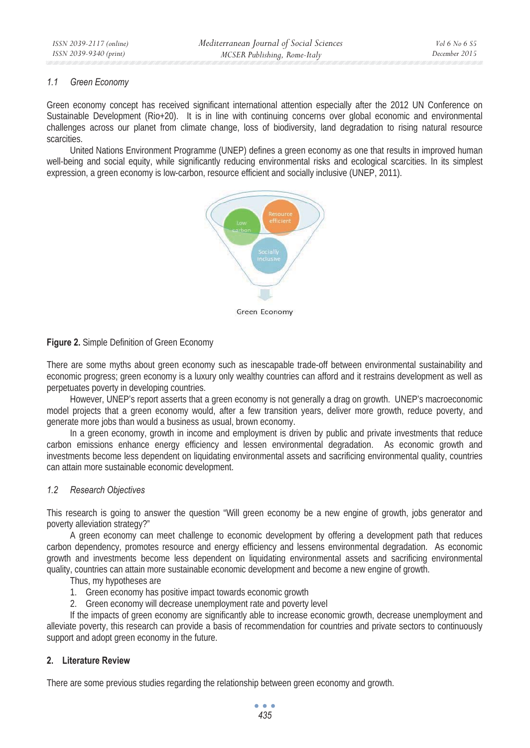### 1.1 Green Economy

Green economy concept has received significant international attention especially after the 2012 UN Conference on Sustainable Development (Rio+20). It is in line with continuing concerns over global economic and environmental challenges across our planet from climate change, loss of biodiversity, land degradation to rising natural resource scarcities.

United Nations Environment Programme (UNEP) defines a green economy as one that results in improved human well-being and social equity, while significantly reducing environmental risks and ecological scarcities. In its simplest expression, a green economy is low-carbon, resource efficient and socially inclusive (UNEP, 2011).

**Figure 2.** Simple Definition of Green Economy

There are some myths about green economy such as inescapable trade-off between environmental sustainability and economic progress; green economy is a luxury only wealthy countries can afford and it restrains development as well as perpetuates poverty in developing countries.

However, UNEP's report asserts that a green economy is not generally a drag on growth. UNEP's macroeconomic model projects that a green economy would, after a few transition years, deliver more growth, reduce poverty, and generate more jobs than would a business as usual, brown economy.

In a green economy, growth in income and employment is driven by public and private investments that reduce carbon emissions enhance energy efficiency and lessen environmental degradation. As economic growth and investments become less dependent on liquidating environmental assets and sacrificing environmental quality, countries can attain more sustainable economic development.

### 1.2 Research Objectives

This research is going to answer the question "Will green economy be a new engine of growth, jobs generator and poverty alleviation strategy?"

A green economy can meet challenge to economic development by offering a development path that reduces carbon dependency, promotes resource and energy efficiency and lessens environmental degradation. As economic growth and investments become less dependent on liquidating environmental assets and sacrificing environmental quality, countries can attain more sustainable economic development and become a new engine of growth.

Thus, my hypotheses are

1. Green economy has positive impact towards economic growth
2. Green economy will decrease unemployment rate and poverty level

If the impacts of green economy are significantly able to increase economic growth, decrease unemployment and alleviate poverty, this research can provide a basis of recommendation for countries and private sectors to continuously support and adopt green economy in the future.

## 2. Literature Review

There are some previous studies regarding the relationship between green economy and growth.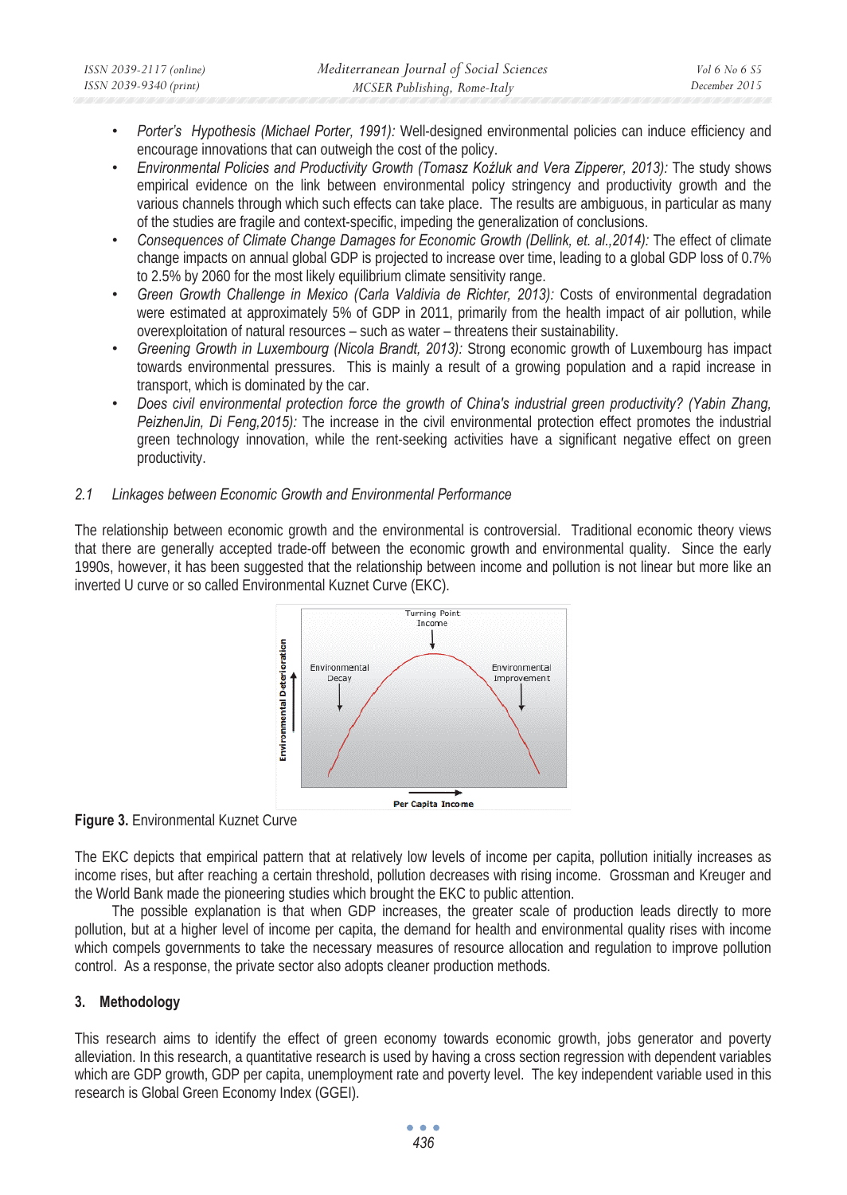- *Porter's Hypothesis (Michael Porter, 1991):* Well-designed environmental policies can induce efficiency and encourage innovations that can outweigh the cost of the policy.
- *Environmental Policies and Productivity Growth (Tomasz Koźluk and Vera Zipperer, 2013):* The study shows empirical evidence on the link between environmental policy stringency and productivity growth and the various channels through which such effects can take place. The results are ambiguous, in particular as many of the studies are fragile and context-specific, impeding the generalization of conclusions.
- *Consequences of Climate Change Damages for Economic Growth (Dellink, et. al.,2014):* The effect of climate change impacts on annual global GDP is projected to increase over time, leading to a global GDP loss of 0.7% to 2.5% by 2060 for the most likely equilibrium climate sensitivity range.
- *Green Growth Challenge in Mexico (Carla Valdivia de Richter, 2013):* Costs of environmental degradation were estimated at approximately 5% of GDP in 2011, primarily from the health impact of air pollution, while overexploitation of natural resources – such as water – threatens their sustainability.
- *Greening Growth in Luxembourg (Nicola Brandt, 2013):* Strong economic growth of Luxembourg has impact towards environmental pressures. This is mainly a result of a growing population and a rapid increase in transport, which is dominated by the car.
- *Does civil environmental protection force the growth of China's industrial green productivity? (Yabin Zhang, PeizhenJin, Di Feng,2015):* The increase in the civil environmental protection effect promotes the industrial green technology innovation, while the rent-seeking activities have a significant negative effect on green productivity.

### 2.1 *Linkages between Economic Growth and Environmental Performance*

The relationship between economic growth and the environmental is controversial. Traditional economic theory views that there are generally accepted trade-off between the economic growth and environmental quality. Since the early 1990s, however, it has been suggested that the relationship between income and pollution is not linear but more like an inverted U curve or so called Environmental Kuznet Curve (EKC).

**Figure 3.** Environmental Kuznet Curve

The EKC depicts that empirical pattern that at relatively low levels of income per capita, pollution initially increases as income rises, but after reaching a certain threshold, pollution decreases with rising income. Grossman and Kreuger and the World Bank made the pioneering studies which brought the EKC to public attention.

The possible explanation is that when GDP increases, the greater scale of production leads directly to more pollution, but at a higher level of income per capita, the demand for health and environmental quality rises with income which compels governments to take the necessary measures of resource allocation and regulation to improve pollution control. As a response, the private sector also adopts cleaner production methods.

## 3. Methodology

This research aims to identify the effect of green economy towards economic growth, jobs generator and poverty alleviation. In this research, a quantitative research is used by having a cross section regression with dependent variables which are GDP growth, GDP per capita, unemployment rate and poverty level. The key independent variable used in this research is Global Green Economy Index (GGEI).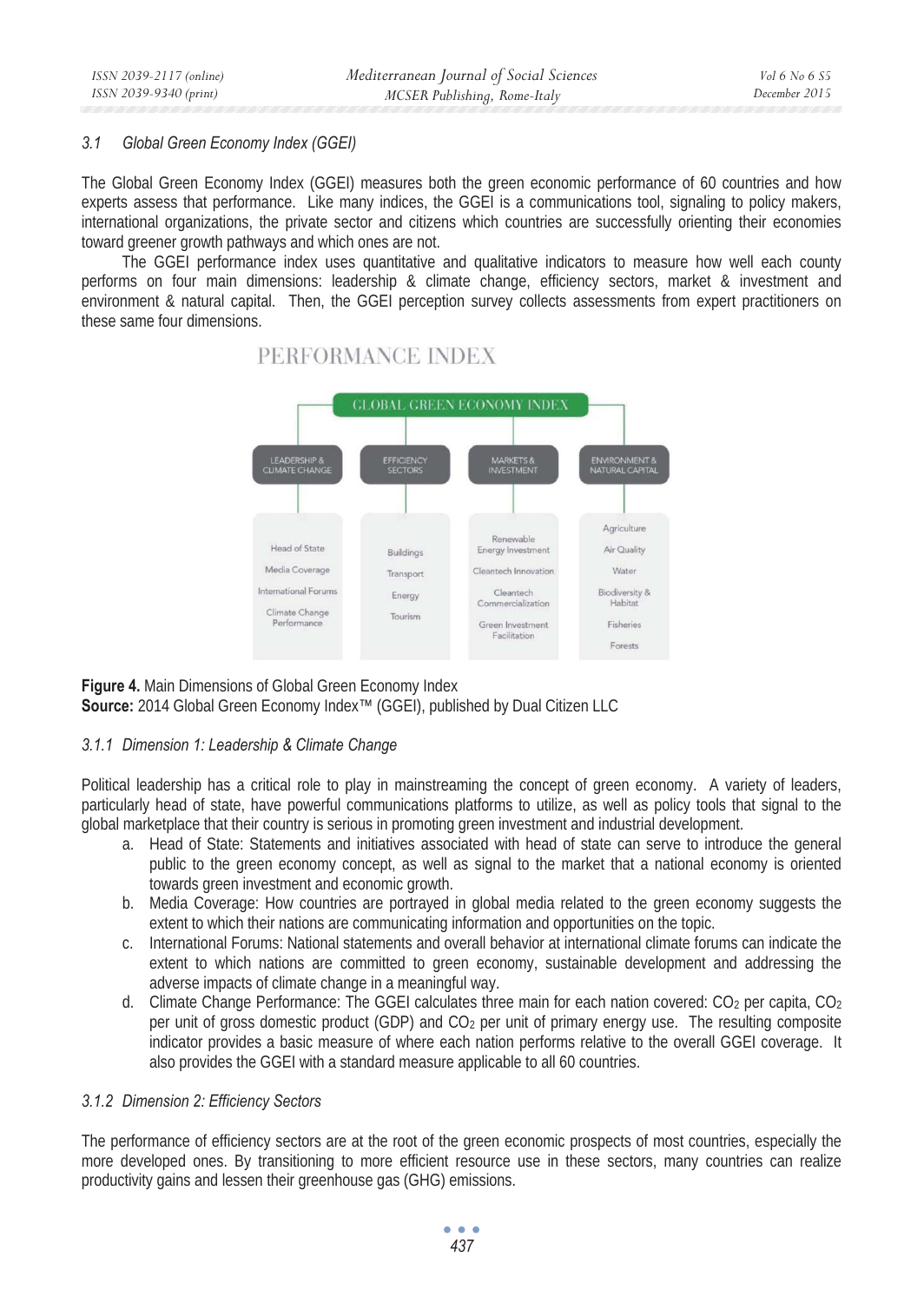### 3.1 Global Green Economy Index (GGEI)

The Global Green Economy Index (GGEI) measures both the green economic performance of 60 countries and how experts assess that performance. Like many indices, the GGEI is a communications tool, signaling to policy makers, international organizations, the private sector and citizens which countries are successfully orienting their economies toward greener growth pathways and which ones are not.

The GGEI performance index uses quantitative and qualitative indicators to measure how well each county performs on four main dimensions: leadership & climate change, efficiency sectors, market & investment and environment & natural capital. Then, the GGEI perception survey collects assessments from expert practitioners on these same four dimensions.

PERFORMANCE INDEX

GLOBAL GREEN ECONOMY INDEX

| LEADERSHIP & CLIMATE CHANGE | EFFICIENCY SECTORS | MARKETS & INVESTMENT | ENVIRONMENT & NATURAL CAPITAL |
|---|---|---|---|
| Head of State | Buildings | Renewable Energy Investment | Agriculture |
| Media Coverage | Transport | Cleantech Innovation | Air Quality |
| International Forums | Energy | Cleantech Commercialization | Water |
| Climate Change Performance | Tourism | Green Investment Facilitation | Biodiversity & Habitat |
| | | | Fisheries |
| | | | Forests |

**Figure 4.** Main Dimensions of Global Green Economy Index
**Source:** 2014 Global Green Economy Index™ (GGEI), published by Dual Citizen LLC

#### 3.1.1 Dimension 1: Leadership & Climate Change

Political leadership has a critical role to play in mainstreaming the concept of green economy. A variety of leaders, particularly head of state, have powerful communications platforms to utilize, as well as policy tools that signal to the global marketplace that their country is serious in promoting green investment and industrial development.

a. Head of State: Statements and initiatives associated with head of state can serve to introduce the general public to the green economy concept, as well as signal to the market that a national economy is oriented towards green investment and economic growth.
b. Media Coverage: How countries are portrayed in global media related to the green economy suggests the extent to which their nations are communicating information and opportunities on the topic.
c. International Forums: National statements and overall behavior at international climate forums can indicate the extent to which nations are committed to green economy, sustainable development and addressing the adverse impacts of climate change in a meaningful way.
d. Climate Change Performance: The GGEI calculates three main for each nation covered: $CO_2$ per capita, $CO_2$ per unit of gross domestic product (GDP) and $CO_2$ per unit of primary energy use. The resulting composite indicator provides a basic measure of where each nation performs relative to the overall GGEI coverage. It also provides the GGEI with a standard measure applicable to all 60 countries.

#### 3.1.2 Dimension 2: Efficiency Sectors

The performance of efficiency sectors are at the root of the green economic prospects of most countries, especially the more developed ones. By transitioning to more efficient resource use in these sectors, many countries can realize productivity gains and lessen their greenhouse gas (GHG) emissions.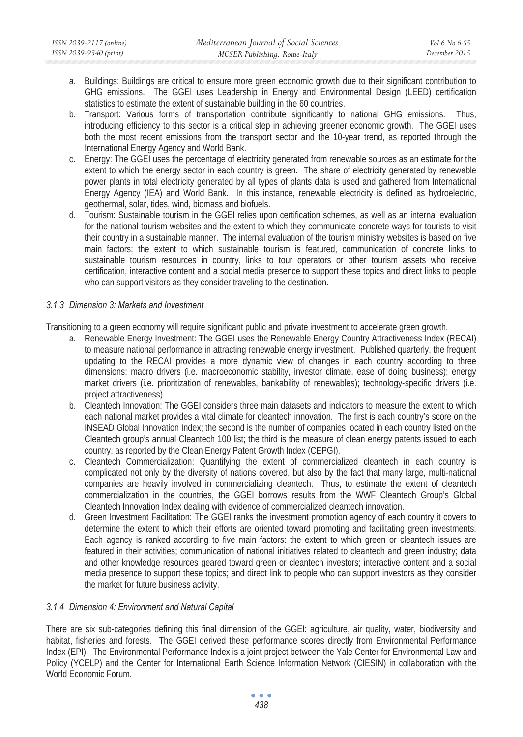a. Buildings: Buildings are critical to ensure more green economic growth due to their significant contribution to GHG emissions. The GGEI uses Leadership in Energy and Environmental Design (LEED) certification statistics to estimate the extent of sustainable building in the 60 countries.
b. Transport: Various forms of transportation contribute significantly to national GHG emissions. Thus, introducing efficiency to this sector is a critical step in achieving greener economic growth. The GGEI uses both the most recent emissions from the transport sector and the 10-year trend, as reported through the International Energy Agency and World Bank.
c. Energy: The GGEI uses the percentage of electricity generated from renewable sources as an estimate for the extent to which the energy sector in each country is green. The share of electricity generated by renewable power plants in total electricity generated by all types of plants data is used and gathered from International Energy Agency (IEA) and World Bank. In this instance, renewable electricity is defined as hydroelectric, geothermal, solar, tides, wind, biomass and biofuels.
d. Tourism: Sustainable tourism in the GGEI relies upon certification schemes, as well as an internal evaluation for the national tourism websites and the extent to which they communicate concrete ways for tourists to visit their country in a sustainable manner. The internal evaluation of the tourism ministry websites is based on five main factors: the extent to which sustainable tourism is featured, communication of concrete links to sustainable tourism resources in country, links to tour operators or other tourism assets who receive certification, interactive content and a social media presence to support these topics and direct links to people who can support visitors as they consider traveling to the destination.

#### *3.1.3 Dimension 3: Markets and Investment*

Transitioning to a green economy will require significant public and private investment to accelerate green growth.

a. Renewable Energy Investment: The GGEI uses the Renewable Energy Country Attractiveness Index (RECAI) to measure national performance in attracting renewable energy investment. Published quarterly, the frequent updating to the RECAI provides a more dynamic view of changes in each country according to three dimensions: macro drivers (i.e. macroeconomic stability, investor climate, ease of doing business); energy market drivers (i.e. prioritization of renewables, bankability of renewables); technology-specific drivers (i.e. project attractiveness).
b. Cleantech Innovation: The GGEI considers three main datasets and indicators to measure the extent to which each national market provides a vital climate for cleantech innovation. The first is each country's score on the INSEAD Global Innovation Index; the second is the number of companies located in each country listed on the Cleantech group's annual Cleantech 100 list; the third is the measure of clean energy patents issued to each country, as reported by the Clean Energy Patent Growth Index (CEPGI).
c. Cleantech Commercialization: Quantifying the extent of commercialized cleantech in each country is complicated not only by the diversity of nations covered, but also by the fact that many large, multi-national companies are heavily involved in commercializing cleantech. Thus, to estimate the extent of cleantech commercialization in the countries, the GGEI borrows results from the WWF Cleantech Group's Global Cleantech Innovation Index dealing with evidence of commercialized cleantech innovation.
d. Green Investment Facilitation: The GGEI ranks the investment promotion agency of each country it covers to determine the extent to which their efforts are oriented toward promoting and facilitating green investments. Each agency is ranked according to five main factors: the extent to which green or cleantech issues are featured in their activities; communication of national initiatives related to cleantech and green industry; data and other knowledge resources geared toward green or cleantech investors; interactive content and a social media presence to support these topics; and direct link to people who can support investors as they consider the market for future business activity.

#### *3.1.4 Dimension 4: Environment and Natural Capital*

There are six sub-categories defining this final dimension of the GGEI: agriculture, air quality, water, biodiversity and habitat, fisheries and forests. The GGEI derived these performance scores directly from Environmental Performance Index (EPI). The Environmental Performance Index is a joint project between the Yale Center for Environmental Law and Policy (YCELP) and the Center for International Earth Science Information Network (CIESIN) in collaboration with the World Economic Forum.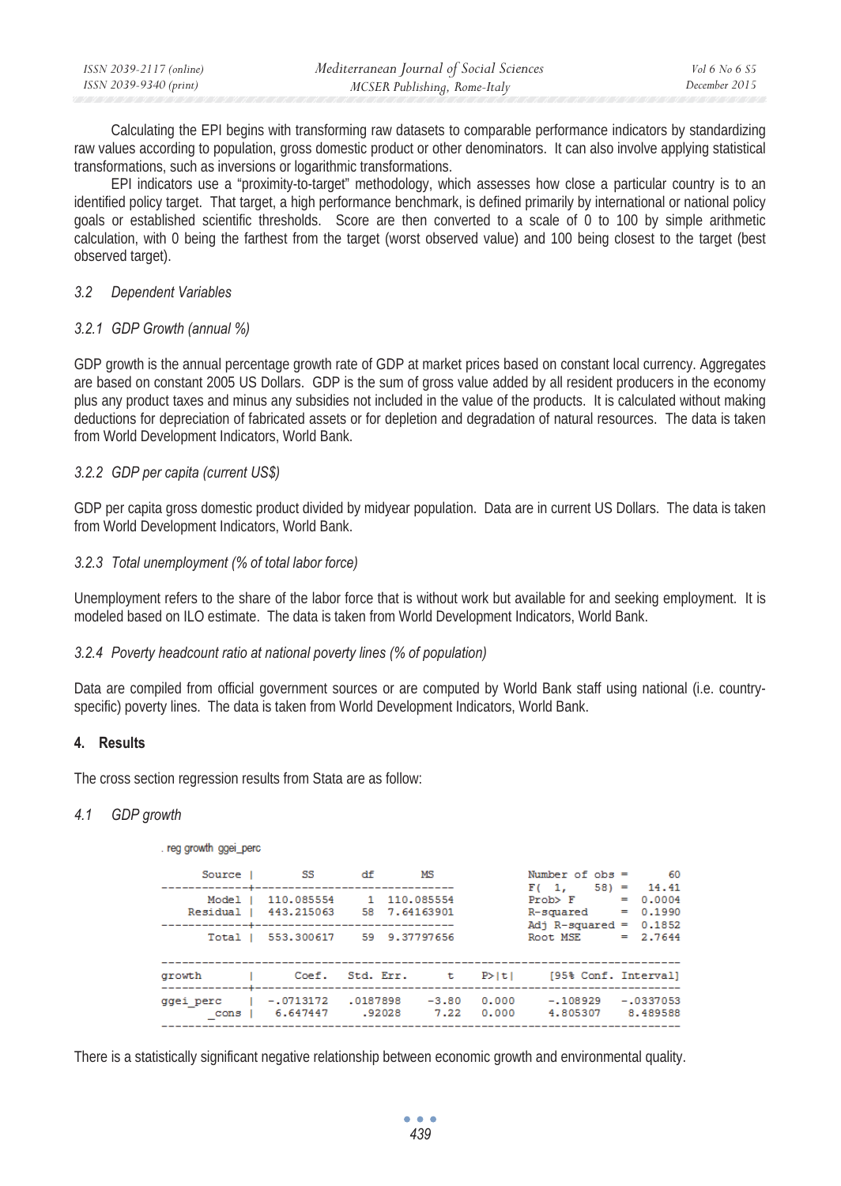Calculating the EPI begins with transforming raw datasets to comparable performance indicators by standardizing raw values according to population, gross domestic product or other denominators. It can also involve applying statistical transformations, such as inversions or logarithmic transformations.

EPI indicators use a "proximity-to-target" methodology, which assesses how close a particular country is to an identified policy target. That target, a high performance benchmark, is defined primarily by international or national policy goals or established scientific thresholds. Score are then converted to a scale of 0 to 100 by simple arithmetic calculation, with 0 being the farthest from the target (worst observed value) and 100 being closest to the target (best observed target).

### 3.2 Dependent Variables

#### 3.2.1 GDP Growth (annual %)

GDP growth is the annual percentage growth rate of GDP at market prices based on constant local currency. Aggregates are based on constant 2005 US Dollars. GDP is the sum of gross value added by all resident producers in the economy plus any product taxes and minus any subsidies not included in the value of the products. It is calculated without making deductions for depreciation of fabricated assets or for depletion and degradation of natural resources. The data is taken from World Development Indicators, World Bank.

#### 3.2.2 GDP per capita (current US$)

GDP per capita gross domestic product divided by midyear population. Data are in current US Dollars. The data is taken from World Development Indicators, World Bank.

#### 3.2.3 Total unemployment (% of total labor force)

Unemployment refers to the share of the labor force that is without work but available for and seeking employment. It is modeled based on ILO estimate. The data is taken from World Development Indicators, World Bank.

#### 3.2.4 Poverty headcount ratio at national poverty lines (% of population)

Data are compiled from official government sources or are computed by World Bank staff using national (i.e. country-specific) poverty lines. The data is taken from World Development Indicators, World Bank.

## 4. Results

The cross section regression results from Stata are as follow:

### 4.1 GDP growth

```
. reg growth ggei_perc

      Source |       SS       df       MS              Number of obs =      60
-------------+------------------------------           F(  1,    58) =   14.41
       Model |  110.085554     1  110.085554           Prob > F      =  0.0004
    Residual |  443.215063    58  7.64163901           R-squared     =  0.1990
-------------+------------------------------           Adj R-squared =  0.1852
       Total |  553.300617    59  9.37797656           Root MSE      =  2.7644

------------------------------------------------------------------------------
      growth |      Coef.   Std. Err.      t    P>|t|     [95% Conf. Interval]
-------------+----------------------------------------------------------------
   ggei_perc |  -.0713172   .0187898    -3.80   0.000     -.108929   -.0337053
       _cons |   6.647447     .92028     7.22   0.000     4.805307    8.489588
------------------------------------------------------------------------------
```

There is a statistically significant negative relationship between economic growth and environmental quality.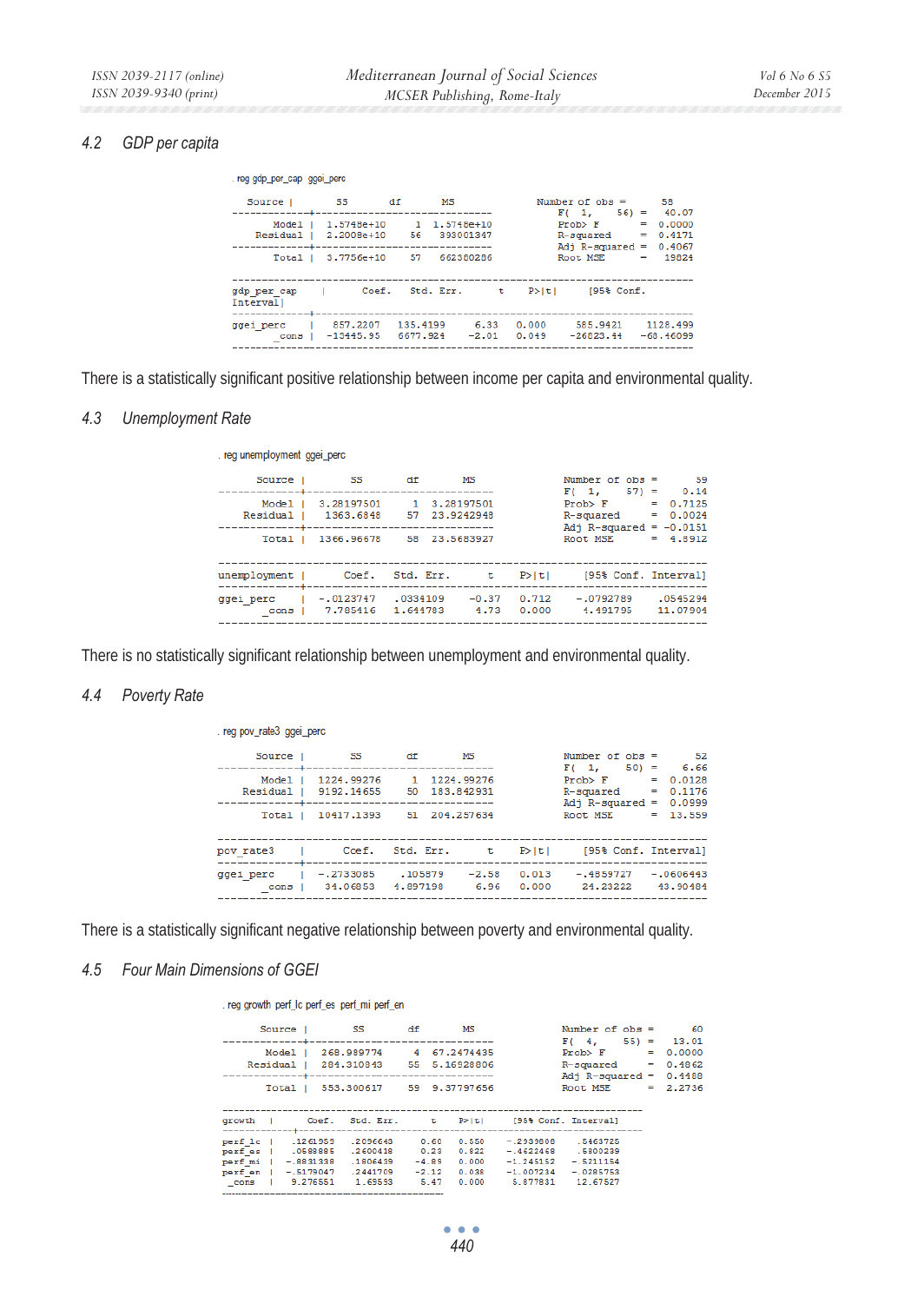### 4.2 GDP per capita

```
. reg gdp_per_cap ggei_perc

      Source |       SS       df       MS              Number of obs =      58
-------------+------------------------------           F(  1,    56) =   40.07
       Model |  1.5748e+10     1  1.5748e+10           Prob> F       =  0.0000
    Residual |  2.2008e+10    56   393001347           R-squared     =  0.4171
-------------+------------------------------           Adj R-squared =  0.4067
       Total |  3.7756e+10    57   662380286           Root MSE      =   19824

------------------------------------------------------------------------------
gdp_per_cap      |      Coef.   Std. Err.      t    P>|t|     [95% Conf.
Interval]
-------------+----------------------------------------------------------------
   ggei_perc |   857.2207   135.4199     6.33   0.000     585.9421    1128.499
       _cons |  -13445.95   6677.924    -2.01   0.049    -26823.44   -68.46099
------------------------------------------------------------------------------
```

There is a statistically significant positive relationship between income per capita and environmental quality.

### 4.3 Unemployment Rate

```
. reg unemployment ggei_perc

      Source |       SS       df       MS              Number of obs =      59
-------------+------------------------------           F(  1,    57) =    0.14
       Model |  3.28197501     1  3.28197501           Prob> F       =  0.7125
    Residual |   1363.6848    57  23.9242948           R-squared     =  0.0024
-------------+------------------------------           Adj R-squared = -0.0151
       Total |  1366.96678    58  23.5683927           Root MSE      =  4.8912

------------------------------------------------------------------------------
unemployment |      Coef.   Std. Err.      t    P>|t|     [95% Conf. Interval]
-------------+----------------------------------------------------------------
   ggei_perc |  -.0123747   .0334109    -0.37   0.712    -.0792789    .0545294
       _cons |   7.785416   1.644783     4.73   0.000     4.491795    11.07904
------------------------------------------------------------------------------
```

There is no statistically significant relationship between unemployment and environmental quality.

### 4.4 Poverty Rate

```
. reg pov_rate3 ggei_perc

      Source |       SS       df       MS              Number of obs =      52
-------------+------------------------------           F(  1,    50) =    6.66
       Model |  1224.99276     1  1224.99276           Prob> F       =  0.0128
    Residual |  9192.14655    50  183.842931           R-squared     =  0.1176
-------------+------------------------------           Adj R-squared =  0.0999
       Total |  10417.1393    51  204.257634           Root MSE      =  13.559

------------------------------------------------------------------------------
pov_rate3    |      Coef.   Std. Err.      t    P>|t|     [95% Conf. Interval]
-------------+----------------------------------------------------------------
   ggei_perc |  -.2733085    .105879    -2.58   0.013    -.4859727   -.0606443
       _cons |   34.06853   4.897198     6.96   0.000     24.23222    43.90484
------------------------------------------------------------------------------
```

There is a statistically significant negative relationship between poverty and environmental quality.

### 4.5 Four Main Dimensions of GGEI

```
. reg growth perf_lc perf_es perf_mi perf_en

      Source |       SS       df       MS              Number of obs =      60
-------------+------------------------------           F(  4,    55) =   13.01
       Model |  268.989774     4  67.2474435           Prob> F       =  0.0000
    Residual |  284.310843    55  5.16928806           R-squared     =  0.4862
-------------+------------------------------           Adj R-squared =  0.4488
       Total |  553.300617    59  9.37797656           Root MSE      =  2.2736

------------------------------------------------------------------------------
growth     |      Coef.   Std. Err.      t    P>|t|     [95% Conf. Interval]
-----------+------------------------------------------------------------------
   perf_lc |   .1261959   .2096643     0.60   0.550    -.2939808    .5463725
   perf_es |   .0588885   .2600418     0.23   0.822    -.4622468    .5800239
   perf_mi |  -.8831338   .1806439    -4.89   0.000    -1.245152   -.5211154
   perf_en |  -.5179047   .2441709    -2.12   0.038    -1.007234   -.0285753
     _cons |   9.276551    1.69553     5.47   0.000     5.877831    12.67527
------------------------------------------------------------------------------
```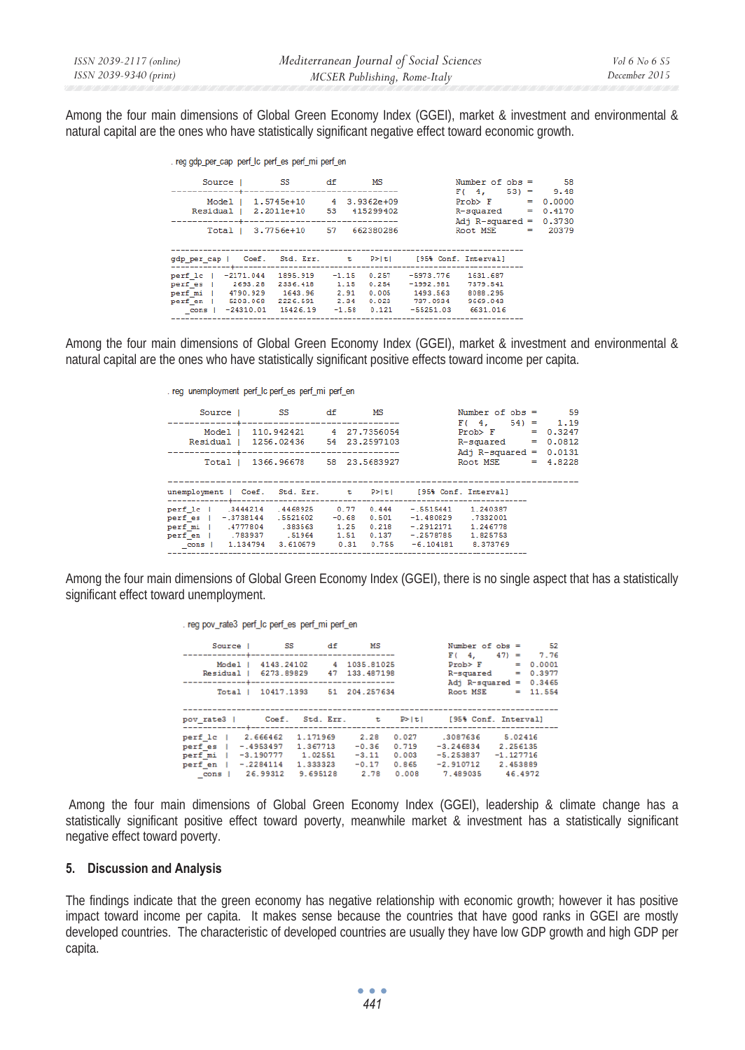Among the four main dimensions of Global Green Economy Index (GGEI), market & investment and environmental & natural capital are the ones who have statistically significant negative effect toward economic growth.

```
. reg gdp_per_cap  perf_lc  perf_es  perf_mi  perf_en

      Source |       SS       df       MS              Number of obs =      58
-------------+------------------------------           F(  4,    53) =    9.48
       Model |  1.5745e+10     4  3.9362e+09           Prob > F      =  0.0000
    Residual |  2.2011e+10    53   415299402           R-squared     =  0.4170
-------------+------------------------------           Adj R-squared =  0.3730
       Total |  3.7756e+10    57   662380286           Root MSE      =   20379

------------------------------------------------------------------------------
 gdp_per_cap |      Coef.   Std. Err.      t    P>|t|     [95% Conf. Interval]
-------------+----------------------------------------------------------------
     perf_lc |  -2171.044   1895.919    -1.15   0.257    -5973.776    1631.687
     perf_es |    2693.28   2336.418     1.15   0.254    -1992.981    7379.541
     perf_mi |   4790.929    1643.96     2.91   0.005     1493.563    8088.295
     perf_en |   5203.068   2226.691     2.34   0.023     737.0934    9669.043
       _cons |  -24310.01   15426.19    -1.58   0.121    -55251.03    6631.016
------------------------------------------------------------------------------
```

Among the four main dimensions of Global Green Economy Index (GGEI), market & investment and environmental & natural capital are the ones who have statistically significant positive effects toward income per capita.

```
. reg  unemployment  perf_lc perf_es  perf_mi  perf_en

      Source |       SS       df       MS              Number of obs =      59
-------------+------------------------------           F(  4,    54) =    1.19
       Model |  110.942421     4  27.7356054           Prob > F      =  0.3247
    Residual |  1256.02436    54  23.2597103           R-squared     =  0.0812
-------------+------------------------------           Adj R-squared =  0.0131
       Total |  1366.96678    58  23.5683927           Root MSE      =  4.8228

------------------------------------------------------------------------------
unemployment |      Coef.   Std. Err.      t    P>|t|     [95% Conf. Interval]
-------------+----------------------------------------------------------------
     perf_lc |   .3444214   .4468925     0.77   0.444    -.5515441    1.240387
     perf_es |  -.3738144   .5521602    -0.68   0.501    -1.480829    .7332001
     perf_mi |   .4777804    .383563     1.25   0.218    -.2912171    1.246778
     perf_en |    .783937     .51964     1.51   0.137    -.2578785    1.825753
       _cons |   1.134794   3.610679     0.31   0.755    -6.104181    8.373769
------------------------------------------------------------------------------
```

Among the four main dimensions of Global Green Economy Index (GGEI), there is no single aspect that has a statistically significant effect toward unemployment.

```
. reg pov_rate3  perf_lc  perf_es  perf_mi  perf_en

      Source |       SS       df       MS              Number of obs =      52
-------------+------------------------------           F(  4,    47) =    7.76
       Model |  4143.24102     4  1035.81025           Prob > F      =  0.0001
    Residual |  6273.89829    47  133.487198           R-squared     =  0.3977
-------------+------------------------------           Adj R-squared =  0.3465
       Total |  10417.1393    51  204.257634           Root MSE      =  11.554

------------------------------------------------------------------------------
   pov_rate3 |      Coef.   Std. Err.      t    P>|t|     [95% Conf. Interval]
-------------+----------------------------------------------------------------
     perf_lc |   2.666462   1.171969     2.28   0.027     .3087636     5.02416
     perf_es |  -.4953497   1.367713    -0.36   0.719    -3.246834    2.256135
     perf_mi |  -3.190777    1.02551    -3.11   0.003    -5.253837   -1.127716
     perf_en |  -.2284114   1.333323    -0.17   0.865    -2.910712    2.453889
       _cons |   26.99312   9.695128     2.78   0.008     7.489035     46.4972
------------------------------------------------------------------------------
```

Among the four main dimensions of Global Green Economy Index (GGEI), leadership & climate change has a statistically significant positive effect toward poverty, meanwhile market & investment has a statistically significant negative effect toward poverty.

## 5. Discussion and Analysis

The findings indicate that the green economy has negative relationship with economic growth; however it has positive impact toward income per capita. It makes sense because the countries that have good ranks in GGEI are mostly developed countries. The characteristic of developed countries are usually they have low GDP growth and high GDP per capita.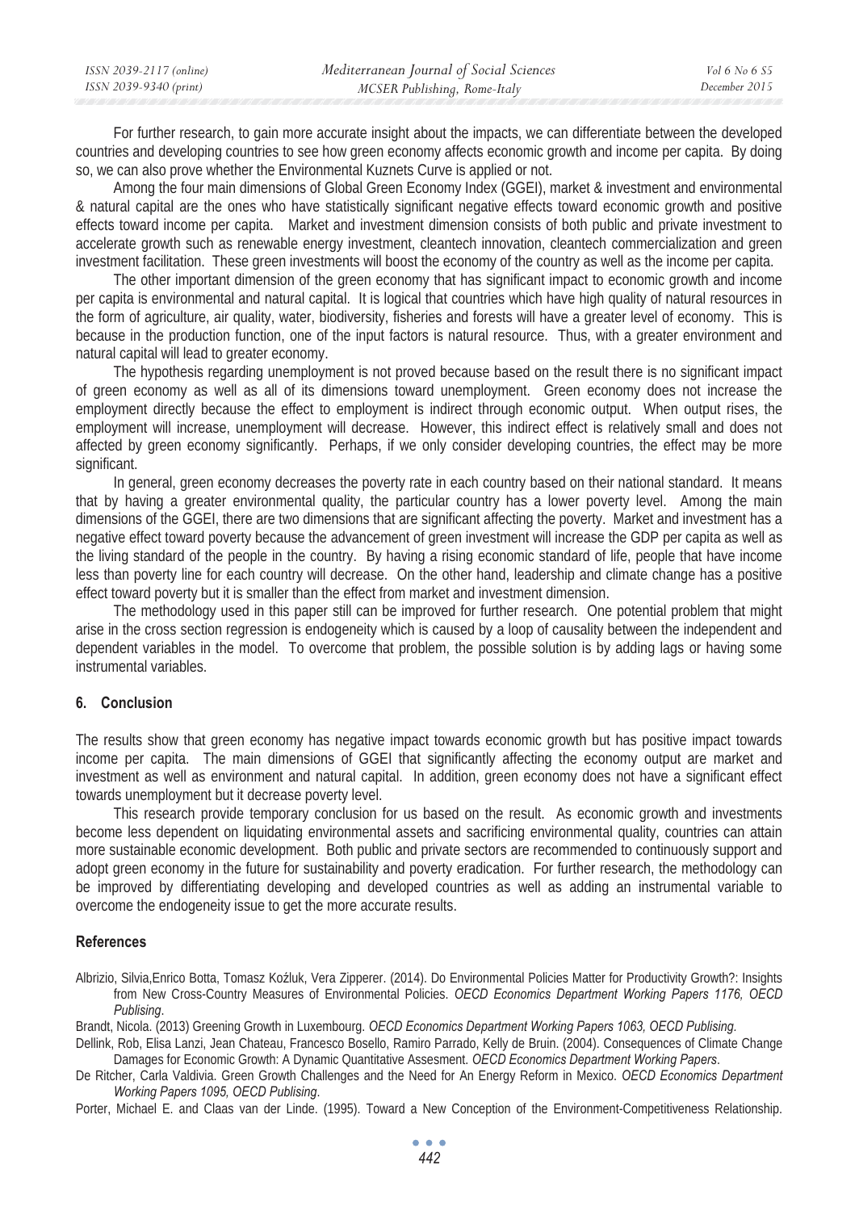For further research, to gain more accurate insight about the impacts, we can differentiate between the developed countries and developing countries to see how green economy affects economic growth and income per capita. By doing so, we can also prove whether the Environmental Kuznets Curve is applied or not.

Among the four main dimensions of Global Green Economy Index (GGEI), market & investment and environmental & natural capital are the ones who have statistically significant negative effects toward economic growth and positive effects toward income per capita. Market and investment dimension consists of both public and private investment to accelerate growth such as renewable energy investment, cleantech innovation, cleantech commercialization and green investment facilitation. These green investments will boost the economy of the country as well as the income per capita.

The other important dimension of the green economy that has significant impact to economic growth and income per capita is environmental and natural capital. It is logical that countries which have high quality of natural resources in the form of agriculture, air quality, water, biodiversity, fisheries and forests will have a greater level of economy. This is because in the production function, one of the input factors is natural resource. Thus, with a greater environment and natural capital will lead to greater economy.

The hypothesis regarding unemployment is not proved because based on the result there is no significant impact of green economy as well as all of its dimensions toward unemployment. Green economy does not increase the employment directly because the effect to employment is indirect through economic output. When output rises, the employment will increase, unemployment will decrease. However, this indirect effect is relatively small and does not affected by green economy significantly. Perhaps, if we only consider developing countries, the effect may be more significant.

In general, green economy decreases the poverty rate in each country based on their national standard. It means that by having a greater environmental quality, the particular country has a lower poverty level. Among the main dimensions of the GGEI, there are two dimensions that are significant affecting the poverty. Market and investment has a negative effect toward poverty because the advancement of green investment will increase the GDP per capita as well as the living standard of the people in the country. By having a rising economic standard of life, people that have income less than poverty line for each country will decrease. On the other hand, leadership and climate change has a positive effect toward poverty but it is smaller than the effect from market and investment dimension.

The methodology used in this paper still can be improved for further research. One potential problem that might arise in the cross section regression is endogeneity which is caused by a loop of causality between the independent and dependent variables in the model. To overcome that problem, the possible solution is by adding lags or having some instrumental variables.

## 6. Conclusion

The results show that green economy has negative impact towards economic growth but has positive impact towards income per capita. The main dimensions of GGEI that significantly affecting the economy output are market and investment as well as environment and natural capital. In addition, green economy does not have a significant effect towards unemployment but it decrease poverty level.

This research provide temporary conclusion for us based on the result. As economic growth and investments become less dependent on liquidating environmental assets and sacrificing environmental quality, countries can attain more sustainable economic development. Both public and private sectors are recommended to continuously support and adopt green economy in the future for sustainability and poverty eradication. For further research, the methodology can be improved by differentiating developing and developed countries as well as adding an instrumental variable to overcome the endogeneity issue to get the more accurate results.

## References

Albrizio, Silvia,Enrico Botta, Tomasz Koźluk, Vera Zipperer. (2014). Do Environmental Policies Matter for Productivity Growth?: Insights from New Cross-Country Measures of Environmental Policies. *OECD Economics Department Working Papers 1176, OECD Publising*.

Brandt, Nicola. (2013) Greening Growth in Luxembourg. *OECD Economics Department Working Papers 1063, OECD Publising.*

Dellink, Rob, Elisa Lanzi, Jean Chateau, Francesco Bosello, Ramiro Parrado, Kelly de Bruin. (2004). Consequences of Climate Change Damages for Economic Growth: A Dynamic Quantitative Assesment. *OECD Economics Department Working Papers*.

De Ritcher, Carla Valdivia. Green Growth Challenges and the Need for An Energy Reform in Mexico. *OECD Economics Department Working Papers 1095, OECD Publising*.

Porter, Michael E. and Claas van der Linde. (1995). Toward a New Conception of the Environment-Competitiveness Relationship.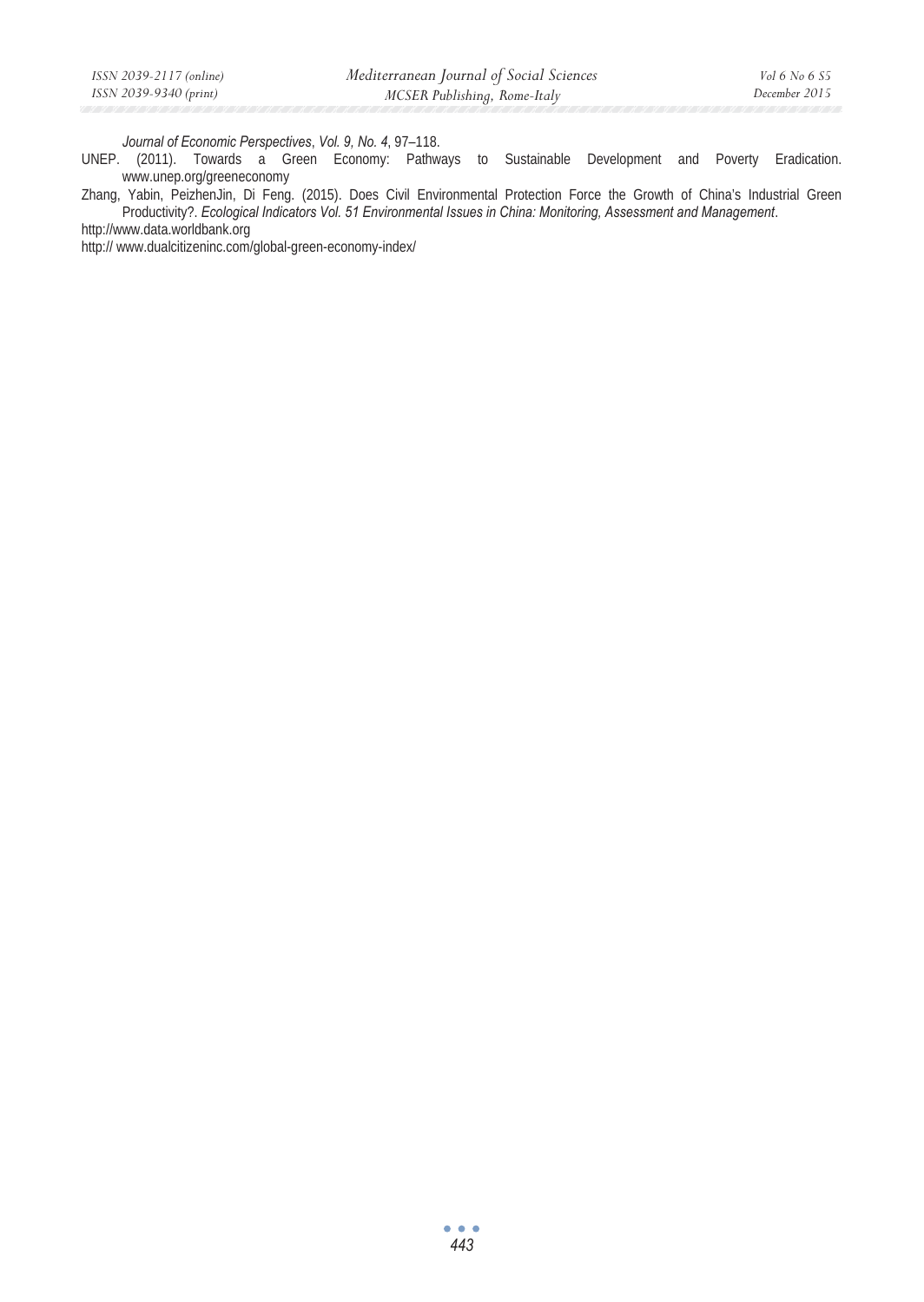*Journal of Economic Perspectives*, *Vol. 9, No. 4*, 97–118.

UNEP. (2011). Towards a Green Economy: Pathways to Sustainable Development and Poverty Eradication. www.unep.org/greeneconomy

Zhang, Yabin, PeizhenJin, Di Feng. (2015). Does Civil Environmental Protection Force the Growth of China's Industrial Green Productivity?. *Ecological Indicators Vol. 51 Environmental Issues in China: Monitoring, Assessment and Management*.

http://www.data.worldbank.org

http:// www.dualcitizeninc.com/global-green-economy-index/